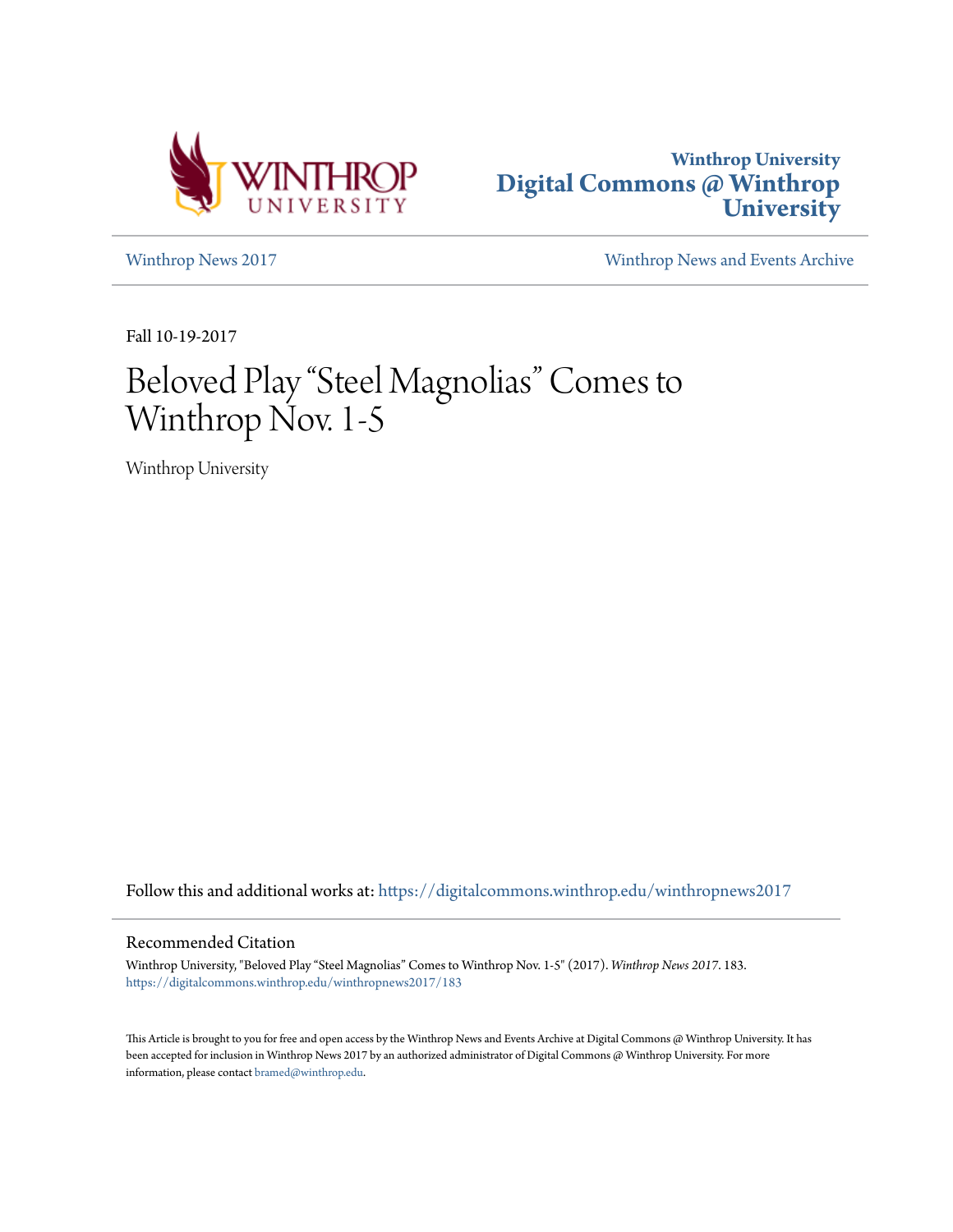Winthrop University
Digital Commons @ Winthrop University

Winthrop News 2017

Winthrop News and Events Archive

Fall 10-19-2017

# Beloved Play "Steel Magnolias" Comes to Winthrop Nov. 1-5

Winthrop University

Follow this and additional works at: https://digitalcommons.winthrop.edu/winthropnews2017

## Recommended Citation

Winthrop University, "Beloved Play "Steel Magnolias" Comes to Winthrop Nov. 1-5" (2017). *Winthrop News 2017*. 183.
https://digitalcommons.winthrop.edu/winthropnews2017/183

This Article is brought to you for free and open access by the Winthrop News and Events Archive at Digital Commons @ Winthrop University. It has been accepted for inclusion in Winthrop News 2017 by an authorized administrator of Digital Commons @ Winthrop University. For more information, please contact bramed@winthrop.edu.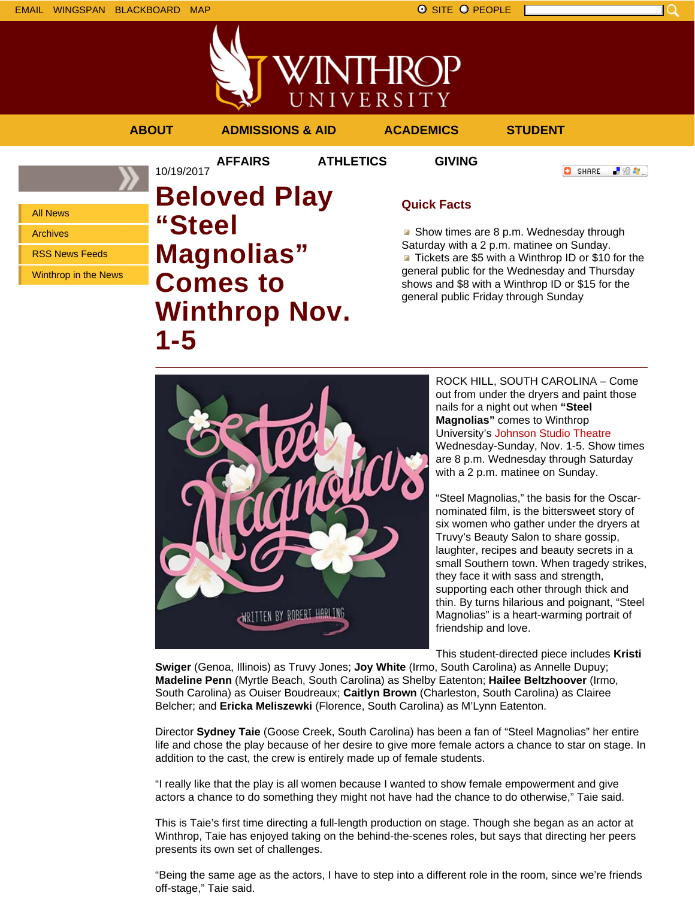EMAIL WINGSPAN BLACKBOARD MAP SITE PEOPLE

ABOUT ADMISSIONS & AID ACADEMICS STUDENT AFFAIRS ATHLETICS GIVING

- All News
- Archives
- RSS News Feeds
- Winthrop in the News

10/19/2017

# Beloved Play “Steel Magnolias” Comes to Winthrop Nov. 1-5

## Quick Facts

- Show times are 8 p.m. Wednesday through Saturday with a 2 p.m. matinee on Sunday.
- Tickets are $5 with a Winthrop ID or $10 for the general public for the Wednesday and Thursday shows and $8 with a Winthrop ID or $15 for the general public Friday through Sunday

ROCK HILL, SOUTH CAROLINA – Come out from under the dryers and paint those nails for a night out when **“Steel Magnolias”** comes to Winthrop University’s Johnson Studio Theatre Wednesday-Sunday, Nov. 1-5. Show times are 8 p.m. Wednesday through Saturday with a 2 p.m. matinee on Sunday.

“Steel Magnolias,” the basis for the Oscar-nominated film, is the bittersweet story of six women who gather under the dryers at Truvy’s Beauty Salon to share gossip, laughter, recipes and beauty secrets in a small Southern town. When tragedy strikes, they face it with sass and strength, supporting each other through thick and thin. By turns hilarious and poignant, “Steel Magnolias” is a heart-warming portrait of friendship and love.

This student-directed piece includes **Kristi Swiger** (Genoa, Illinois) as Truvy Jones; **Joy White** (Irmo, South Carolina) as Annelle Dupuy; **Madeline Penn** (Myrtle Beach, South Carolina) as Shelby Eatenton; **Hailee Beltzhoover** (Irmo, South Carolina) as Ouiser Boudreaux; **Caitlyn Brown** (Charleston, South Carolina) as Clairee Belcher; and **Ericka Meliszewki** (Florence, South Carolina) as M’Lynn Eatenton.

Director **Sydney Taie** (Goose Creek, South Carolina) has been a fan of “Steel Magnolias” her entire life and chose the play because of her desire to give more female actors a chance to star on stage. In addition to the cast, the crew is entirely made up of female students.

“I really like that the play is all women because I wanted to show female empowerment and give actors a chance to do something they might not have had the chance to do otherwise,” Taie said.

This is Taie’s first time directing a full-length production on stage. Though she began as an actor at Winthrop, Taie has enjoyed taking on the behind-the-scenes roles, but says that directing her peers presents its own set of challenges.

“Being the same age as the actors, I have to step into a different role in the room, since we’re friends off-stage,” Taie said.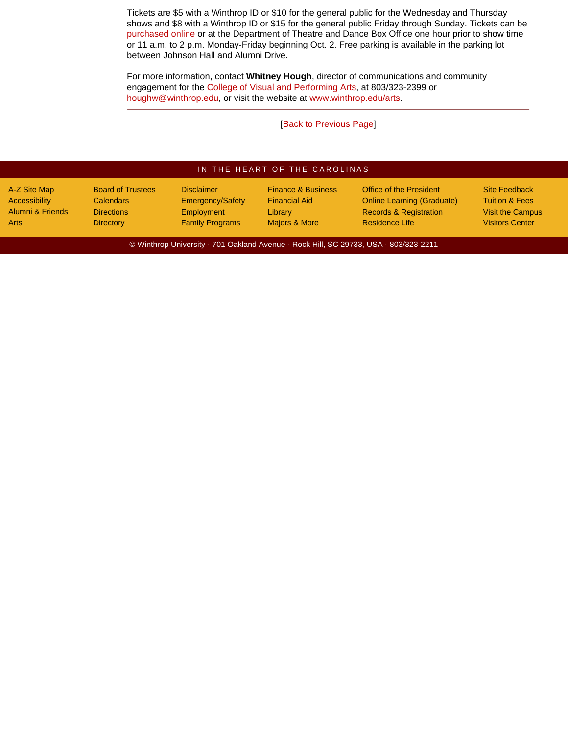Tickets are $5 with a Winthrop ID or $10 for the general public for the Wednesday and Thursday shows and $8 with a Winthrop ID or $15 for the general public Friday through Sunday. Tickets can be purchased online or at the Department of Theatre and Dance Box Office one hour prior to show time or 11 a.m. to 2 p.m. Monday-Friday beginning Oct. 2. Free parking is available in the parking lot between Johnson Hall and Alumni Drive.

For more information, contact **Whitney Hough**, director of communications and community engagement for the College of Visual and Performing Arts, at 803/323-2399 or houghw@winthrop.edu, or visit the website at www.winthrop.edu/arts.

---

[Back to Previous Page]

IN THE HEART OF THE CAROLINAS

| | | | | | |
|---|---|---|---|---|---|
| A-Z Site Map | Board of Trustees | Disclaimer | Finance & Business | Office of the President | Site Feedback |
| Accessibility | Calendars | Emergency/Safety | Financial Aid | Online Learning (Graduate) | Tuition & Fees |
| Alumni & Friends | Directions | Employment | Library | Records & Registration | Visit the Campus |
| Arts | Directory | Family Programs | Majors & More | Residence Life | Visitors Center |

© Winthrop University · 701 Oakland Avenue · Rock Hill, SC 29733, USA · 803/323-2211